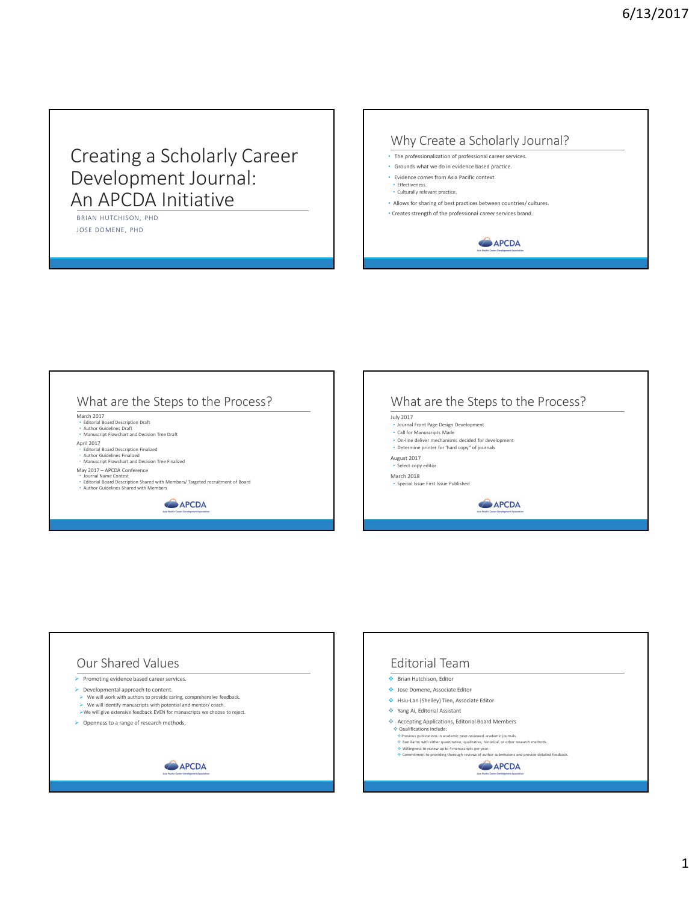# Creating a Scholarly Career Development Journal: An APCDA Initiative

BRIAN HUTCHISON, PHD

JOSE DOMENE, PHD

## Why Create a Scholarly Journal?

- The professionalization of professional career services.
- Grounds what we do in evidence based practice.
- Evidence comes from Asia Pacific context.
  - Effectiveness.
  - Culturally relevant practice.
- Allows for sharing of best practices between countries/ cultures.
- Creates strength of the professional career services brand.

APCDA

## What are the Steps to the Process?

March 2017
- Editorial Board Description Draft
- Author Guidelines Draft
- Manuscript Flowchart and Decision Tree Draft

April 2017
- Editorial Board Description Finalized
- Author Guidelines Finalized
- Manuscript Flowchart and Decision Tree Finalized

May 2017 – APCDA Conference
- Journal Name Contest
- Editorial Board Description Shared with Members/ Targeted recruitment of Board
- Author Guidelines Shared with Members

APCDA

## What are the Steps to the Process?

July 2017
- Journal Front Page Design Development
- Call for Manuscripts Made
- On-line deliver mechanisms decided for development
- Determine printer for 'hard copy" of journals

August 2017
- Select copy editor

March 2018
- Special Issue First Issue Published

APCDA

## Our Shared Values

- Promoting evidence based career services.
- Developmental approach to content.
  - We will work with authors to provide caring, comprehensive feedback.
  - We will identify manuscripts with potential and mentor/ coach.
  - We will give extensive feedback EVEN for manuscripts we choose to reject.
- Openness to a range of research methods.

APCDA

## Editorial Team

- Brian Hutchison, Editor
- Jose Domene, Associate Editor
- Hsiu-Lan (Shelley) Tien, Associate Editor
- Yang Ai, Editorial Assistant
- Accepting Applications, Editorial Board Members
  - Qualifications include:
    - Previous publications in academic peer-reviewed academic journals.
    - Familiarity with either quantitative, qualitative, historical, or other research methods.
    - Willingness to review up to 4 manuscripts per year.
    - Commitment to providing thorough reviews of author submissions and provide detailed feedback.

APCDA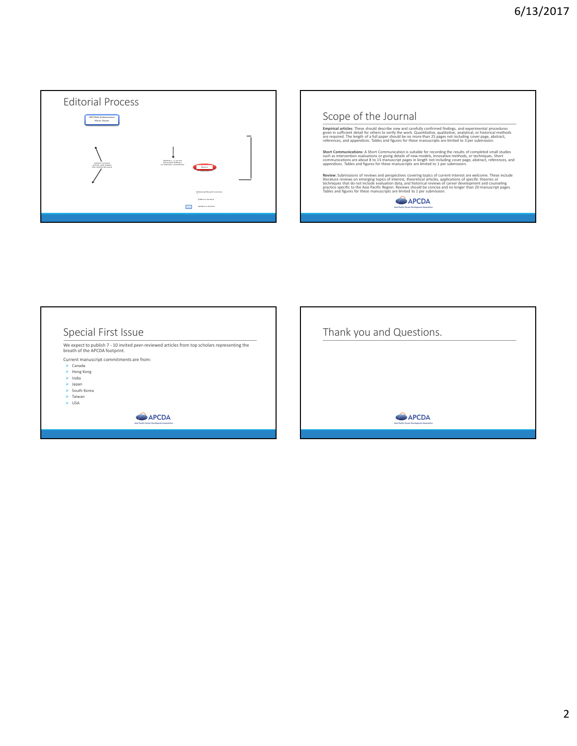## Editorial Process

APCDAJ Submission Flow Chart

Editor reviews article and makes the initial decision

Optional — Assistant Editor or outside consultant

Reject

Editorial Board's Action

Editor's Action

Author's Action

## Scope of the Journal

**Empirical articles**: These should describe new and carefully confirmed findings, and experimental procedures given in sufficient detail for others to verify the work. Quantitative, qualitative, analytical, or historical methods are required. The length of a full paper should be no more than 25 pages not including cover page, abstract, references, and appendices. Tables and figures for these manuscripts are limited to 3 per submission.

**Short Communications**: A Short Communication is suitable for recording the results of completed small studies such as intervention evaluations or giving details of new models, innovative methods, or techniques. Short communications are about 8 to 15 manuscript pages in length not including cover page, abstract, references, and appendices. Tables and figures for these manuscripts are limited to 1 per submission.

**Review**: Submissions of reviews and perspectives covering topics of current interest are welcome. These include literature reviews on emerging topics of interest, theoretical articles, applications of specific theories or techniques that do not include evaluation data, and historical reviews of career development and counseling practice specific to the Asia Pacific Region. Reviews should be concise and no longer than 20 manuscript pages. Tables and figures for these manuscripts are limited to 1 per submission.

APCDA
Asia Pacific Career Development Association

## Special First Issue

We expect to publish 7 - 10 invited peer-reviewed articles from top scholars representing the breath of the APCDA footprint.

Current manuscript commitments are from:

- Canada
- Hong Kong
- India
- Japan
- South Korea
- Taiwan
- USA

APCDA
Asia Pacific Career Development Association

## Thank you and Questions.

APCDA
Asia Pacific Career Development Association